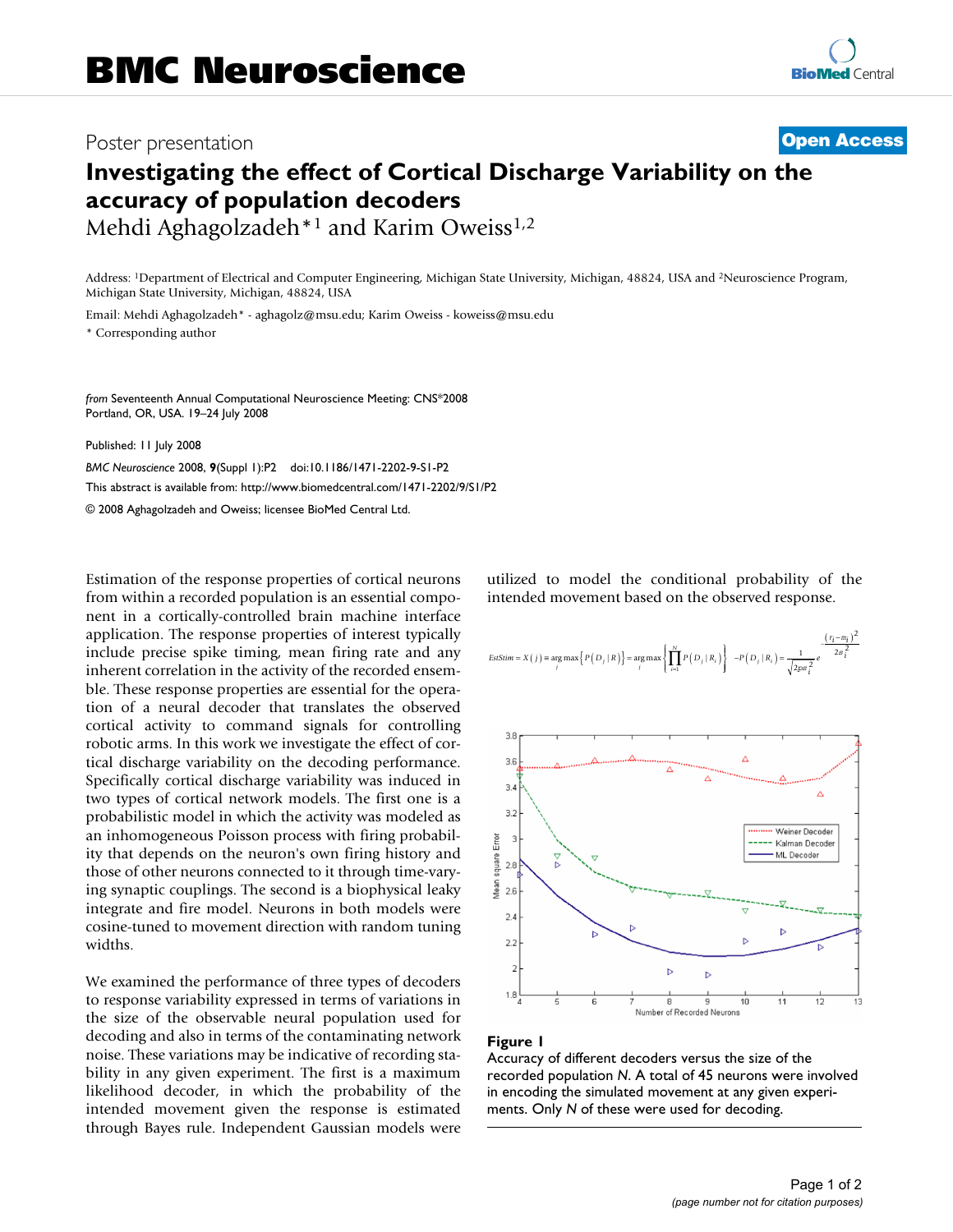# Investigating the effect of Cortical Discharge Variability on the accuracy of population decoders

Mehdi Aghagolzadeh*[1] and Karim Oweiss[1,2]

Address: [1]Department of Electrical and Computer Engineering, Michigan State University, Michigan, 48824, USA and [2]Neuroscience Program, Michigan State University, Michigan, 48824, USA

Email: Mehdi Aghagolzadeh* - aghagolz@msu.edu; Karim Oweiss - koweiss@msu.edu

* Corresponding author

*from* Seventeenth Annual Computational Neuroscience Meeting: CNS*2008
Portland, OR, USA. 19–24 July 2008

Published: 11 July 2008

*BMC Neuroscience* 2008, **9**(Suppl 1):P2 doi:10.1186/1471-2202-9-S1-P2

This abstract is available from: http://www.biomedcentral.com/1471-2202/9/S1/P2

© 2008 Aghagolzadeh and Oweiss; licensee BioMed Central Ltd.

Estimation of the response properties of cortical neurons from within a recorded population is an essential component in a cortically-controlled brain machine interface application. The response properties of interest typically include precise spike timing, mean firing rate and any inherent correlation in the activity of the recorded ensemble. These response properties are essential for the operation of a neural decoder that translates the observed cortical activity to command signals for controlling robotic arms. In this work we investigate the effect of cortical discharge variability on the decoding performance. Specifically cortical discharge variability was induced in two types of cortical network models. The first one is a probabilistic model in which the activity was modeled as an inhomogeneous Poisson process with firing probability that depends on the neuron's own firing history and those of other neurons connected to it through time-varying synaptic couplings. The second is a biophysical leaky integrate and fire model. Neurons in both models were cosine-tuned to movement direction with random tuning widths.

We examined the performance of three types of decoders to response variability expressed in terms of variations in the size of the observable neural population used for decoding and also in terms of the contaminating network noise. These variations may be indicative of recording stability in any given experiment. The first is a maximum likelihood decoder, in which the probability of the intended movement given the response is estimated through Bayes rule. Independent Gaussian models were utilized to model the conditional probability of the intended movement based on the observed response.

$$EstStim = X(j) = \arg\max_j \left\{ P(D_j \mid R) \right\} = \arg\max_j \left\{ \prod_{i=1}^{N} P(D_j \mid R_i) \right\} \quad - P(D_j \mid R_i) = \frac{1}{\sqrt{2p\sigma_i^2}} e^{-\frac{(r_i - m_i)^2}{2\sigma_i^2}}$$

3.8
3.6
3.4
3.2
3
2.8
2.6
2.4
2.2
2
1.8
Mean square Error
4 5 6 7 8 9 10 11 12 13
Number of Recorded Neurons
Weiner Decoder
Kalman Decoder
ML Decoder

**Figure 1**
Accuracy of different decoders versus the size of the recorded population *N*. A total of 45 neurons were involved in encoding the simulated movement at any given experiments. Only *N* of these were used for decoding.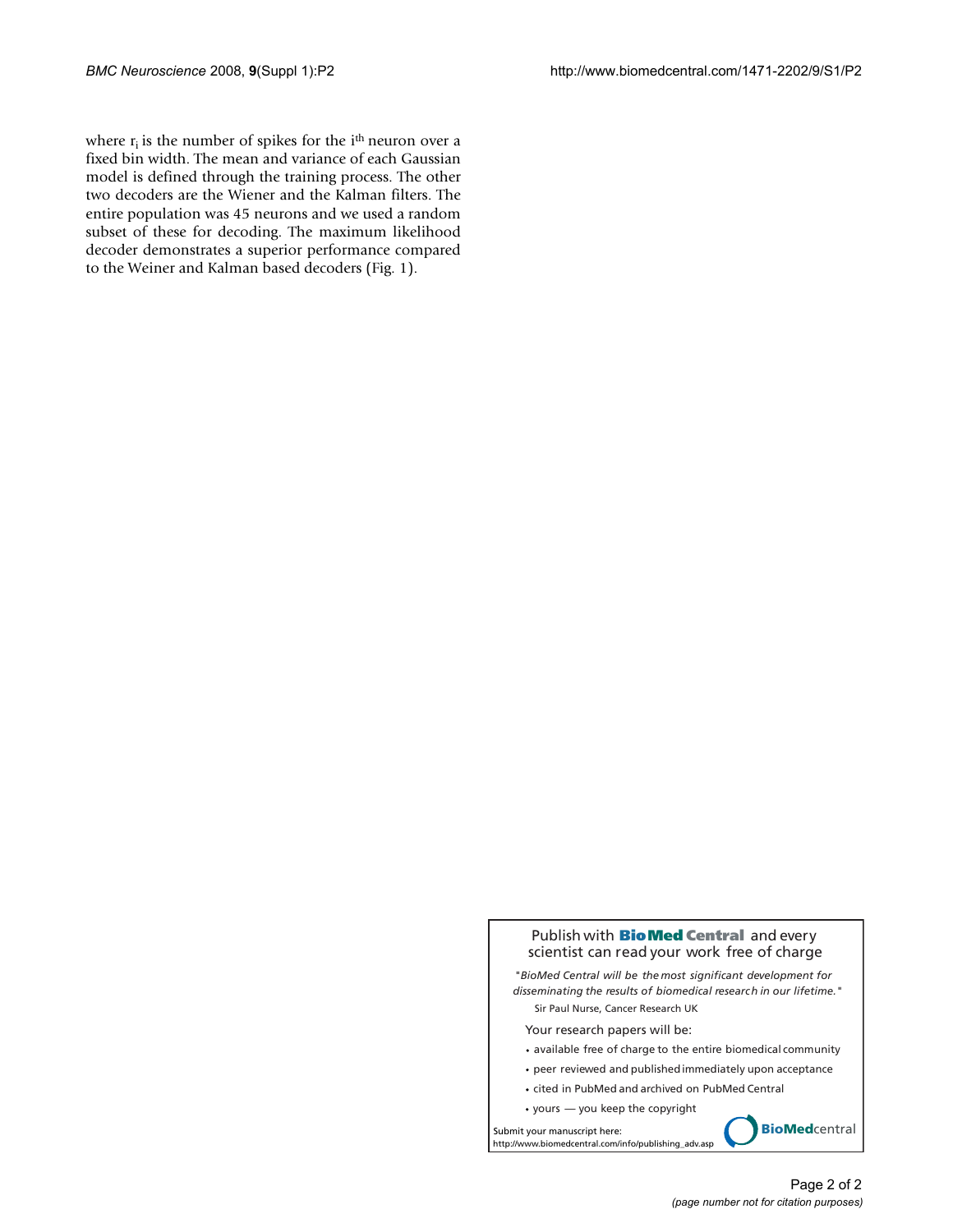where $r_i$ is the number of spikes for the $i^{th}$ neuron over a fixed bin width. The mean and variance of each Gaussian model is defined through the training process. The other two decoders are the Wiener and the Kalman filters. The entire population was 45 neurons and we used a random subset of these for decoding. The maximum likelihood decoder demonstrates a superior performance compared to the Weiner and Kalman based decoders (Fig. 1).

Publish with **BioMed Central** and every scientist can read your work free of charge

"*BioMed Central will be the most significant development for disseminating the results of biomedical research in our lifetime.*"
Sir Paul Nurse, Cancer Research UK

Your research papers will be:

- available free of charge to the entire biomedical community
- peer reviewed and published immediately upon acceptance
- cited in PubMed and archived on PubMed Central
- yours — you keep the copyright

Submit your manuscript here:
http://www.biomedcentral.com/info/publishing_adv.asp

**BioMed**central